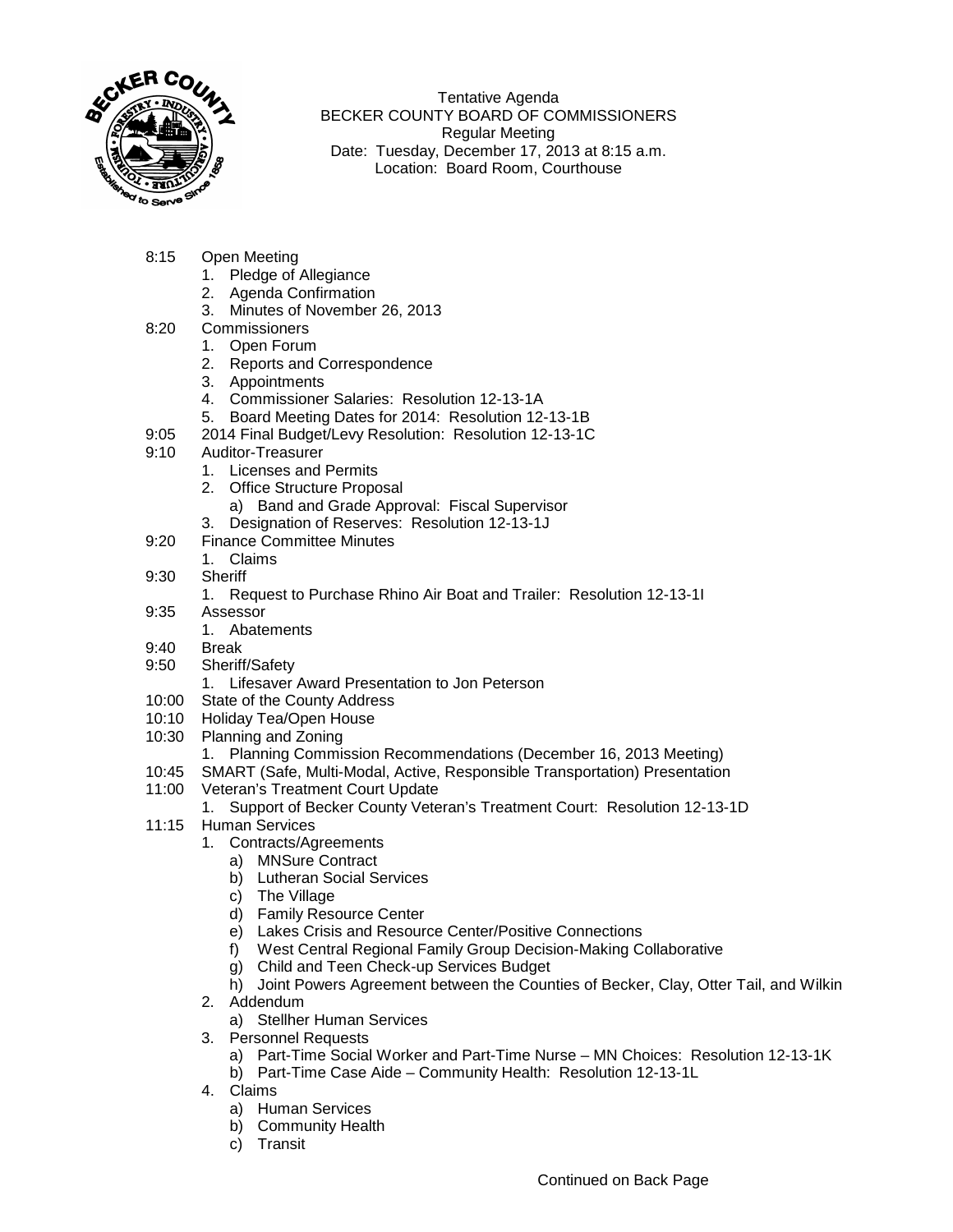Tentative Agenda
BECKER COUNTY BOARD OF COMMISSIONERS
Regular Meeting
Date: Tuesday, December 17, 2013 at 8:15 a.m.
Location: Board Room, Courthouse

- 8:15 Open Meeting
  1. Pledge of Allegiance
  2. Agenda Confirmation
  3. Minutes of November 26, 2013
- 8:20 Commissioners
  1. Open Forum
  2. Reports and Correspondence
  3. Appointments
  4. Commissioner Salaries: Resolution 12-13-1A
  5. Board Meeting Dates for 2014: Resolution 12-13-1B
- 9:05 2014 Final Budget/Levy Resolution: Resolution 12-13-1C
- 9:10 Auditor-Treasurer
  1. Licenses and Permits
  2. Office Structure Proposal
     a) Band and Grade Approval: Fiscal Supervisor
  3. Designation of Reserves: Resolution 12-13-1J
- 9:20 Finance Committee Minutes
  1. Claims
- 9:30 Sheriff
  1. Request to Purchase Rhino Air Boat and Trailer: Resolution 12-13-1I
- 9:35 Assessor
  1. Abatements
- 9:40 Break
- 9:50 Sheriff/Safety
  1. Lifesaver Award Presentation to Jon Peterson
- 10:00 State of the County Address
- 10:10 Holiday Tea/Open House
- 10:30 Planning and Zoning
  1. Planning Commission Recommendations (December 16, 2013 Meeting)
- 10:45 SMART (Safe, Multi-Modal, Active, Responsible Transportation) Presentation
- 11:00 Veteran's Treatment Court Update
  1. Support of Becker County Veteran's Treatment Court: Resolution 12-13-1D
- 11:15 Human Services
  1. Contracts/Agreements
     a) MNSure Contract
     b) Lutheran Social Services
     c) The Village
     d) Family Resource Center
     e) Lakes Crisis and Resource Center/Positive Connections
     f) West Central Regional Family Group Decision-Making Collaborative
     g) Child and Teen Check-up Services Budget
     h) Joint Powers Agreement between the Counties of Becker, Clay, Otter Tail, and Wilkin
  2. Addendum
     a) Stellher Human Services
  3. Personnel Requests
     a) Part-Time Social Worker and Part-Time Nurse – MN Choices: Resolution 12-13-1K
     b) Part-Time Case Aide – Community Health: Resolution 12-13-1L
  4. Claims
     a) Human Services
     b) Community Health
     c) Transit

Continued on Back Page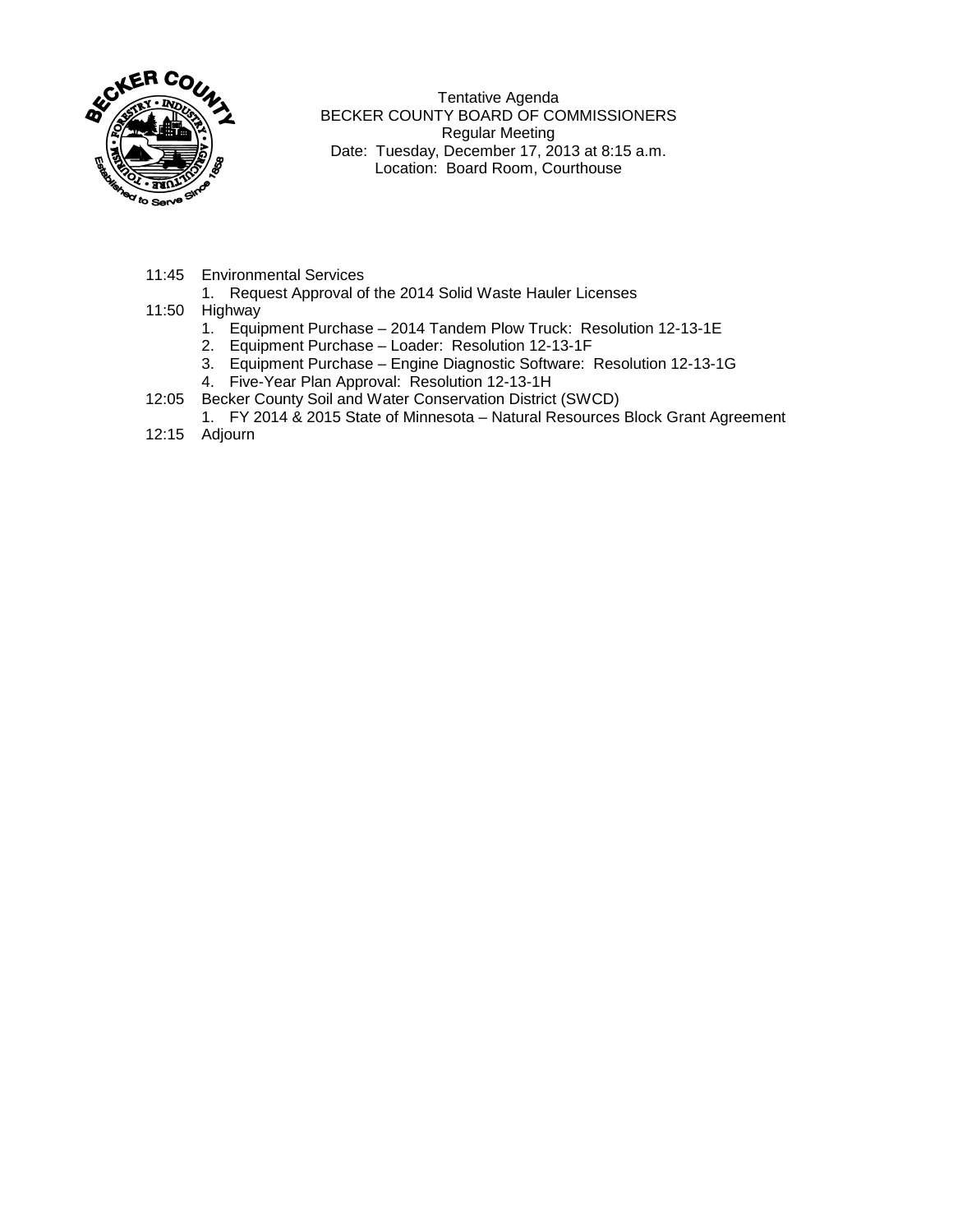Tentative Agenda
BECKER COUNTY BOARD OF COMMISSIONERS
Regular Meeting
Date: Tuesday, December 17, 2013 at 8:15 a.m.
Location: Board Room, Courthouse

11:45 Environmental Services
1. Request Approval of the 2014 Solid Waste Hauler Licenses

11:50 Highway
1. Equipment Purchase – 2014 Tandem Plow Truck: Resolution 12-13-1E
2. Equipment Purchase – Loader: Resolution 12-13-1F
3. Equipment Purchase – Engine Diagnostic Software: Resolution 12-13-1G
4. Five-Year Plan Approval: Resolution 12-13-1H

12:05 Becker County Soil and Water Conservation District (SWCD)
1. FY 2014 & 2015 State of Minnesota – Natural Resources Block Grant Agreement

12:15 Adjourn